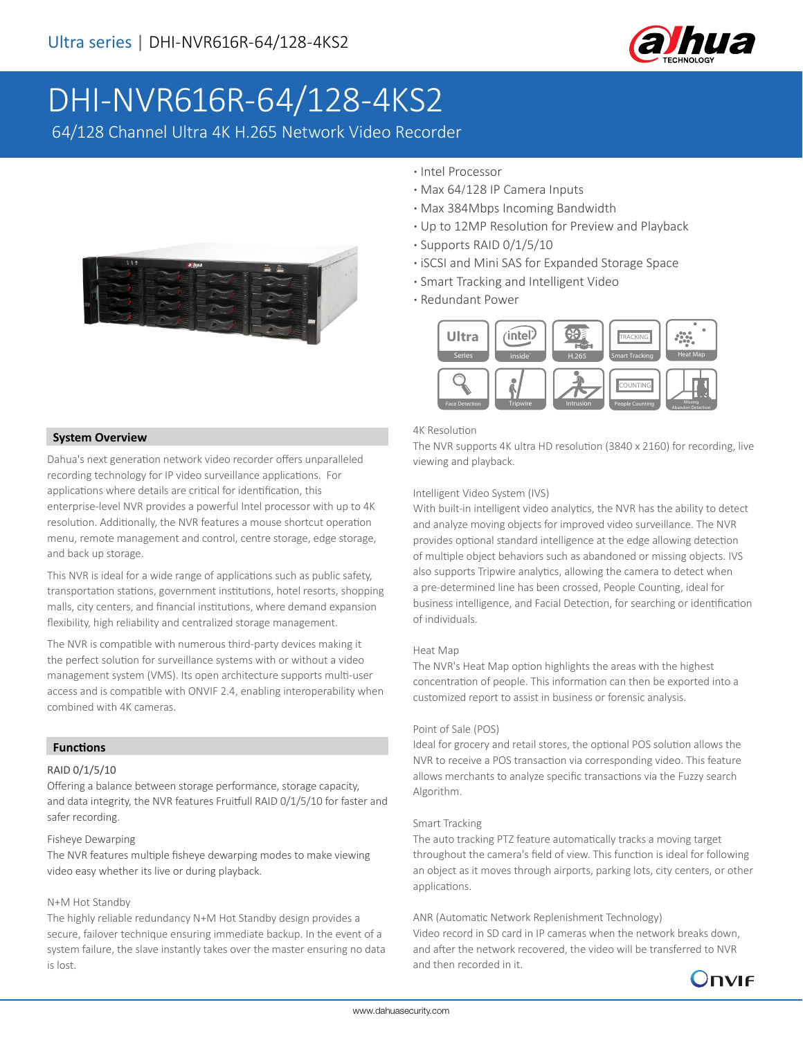# DHI-NVR616R-64/128-4KS2

64/128 Channel Ultra 4K H.265 Network Video Recorder

- Intel Processor
- Max 64/128 IP Camera Inputs
- Max 384Mbps Incoming Bandwidth
- Up to 12MP Resolution for Preview and Playback
- Supports RAID 0/1/5/10
- iSCSI and Mini SAS for Expanded Storage Space
- Smart Tracking and Intelligent Video
- Redundant Power

## System Overview

Dahua's next generation network video recorder offers unparalleled recording technology for IP video surveillance applications. For applications where details are critical for identification, this enterprise-level NVR provides a powerful Intel processor with up to 4K resolution. Additionally, the NVR features a mouse shortcut operation menu, remote management and control, centre storage, edge storage, and back up storage.

This NVR is ideal for a wide range of applications such as public safety, transportation stations, government institutions, hotel resorts, shopping malls, city centers, and financial institutions, where demand expansion flexibility, high reliability and centralized storage management.

The NVR is compatible with numerous third-party devices making it the perfect solution for surveillance systems with or without a video management system (VMS). Its open architecture supports multi-user access and is compatible with ONVIF 2.4, enabling interoperability when combined with 4K cameras.

## Functions

### RAID 0/1/5/10

Offering a balance between storage performance, storage capacity, and data integrity, the NVR features Fruitfull RAID 0/1/5/10 for faster and safer recording.

### Fisheye Dewarping

The NVR features multiple fisheye dewarping modes to make viewing video easy whether its live or during playback.

### N+M Hot Standby

The highly reliable redundancy N+M Hot Standby design provides a secure, failover technique ensuring immediate backup. In the event of a system failure, the slave instantly takes over the master ensuring no data is lost.

### 4K Resolution

The NVR supports 4K ultra HD resolution (3840 x 2160) for recording, live viewing and playback.

### Intelligent Video System (IVS)

With built-in intelligent video analytics, the NVR has the ability to detect and analyze moving objects for improved video surveillance. The NVR provides optional standard intelligence at the edge allowing detection of multiple object behaviors such as abandoned or missing objects. IVS also supports Tripwire analytics, allowing the camera to detect when a pre-determined line has been crossed, People Counting, ideal for business intelligence, and Facial Detection, for searching or identification of individuals.

### Heat Map

The NVR's Heat Map option highlights the areas with the highest concentration of people. This information can then be exported into a customized report to assist in business or forensic analysis.

### Point of Sale (POS)

Ideal for grocery and retail stores, the optional POS solution allows the NVR to receive a POS transaction via corresponding video. This feature allows merchants to analyze specific transactions via the Fuzzy search Algorithm.

### Smart Tracking

The auto tracking PTZ feature automatically tracks a moving target throughout the camera's field of view. This function is ideal for following an object as it moves through airports, parking lots, city centers, or other applications.

### ANR (Automatic Network Replenishment Technology)

Video record in SD card in IP cameras when the network breaks down, and after the network recovered, the video will be transferred to NVR and then recorded in it.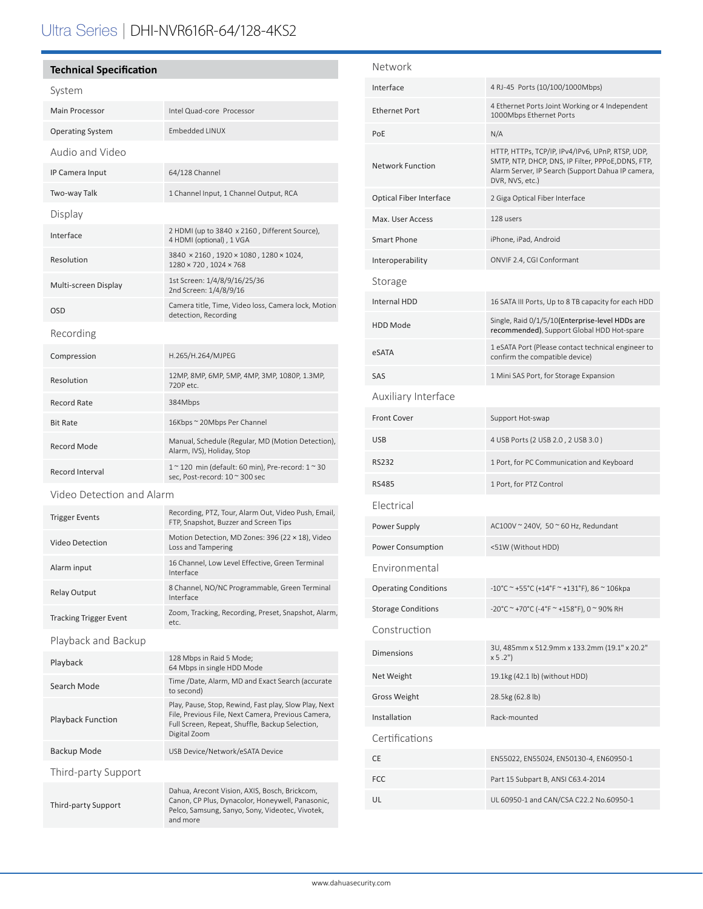# Ultra Series | DHI-NVR616R-64/128-4KS2

## Technical Specification

### System

| | |
|---|---|
| Main Processor | Intel Quad-core Processor |
| Operating System | Embedded LINUX |

### Audio and Video

| | |
|---|---|
| IP Camera Input | 64/128 Channel |
| Two-way Talk | 1 Channel Input, 1 Channel Output, RCA |

### Display

| | |
|---|---|
| Interface | 2 HDMI (up to 3840 x 2160 , Different Source), 4 HDMI (optional) , 1 VGA |
| Resolution | 3840 × 2160 , 1920 × 1080 , 1280 × 1024, 1280 × 720 , 1024 × 768 |
| Multi-screen Display | 1st Screen: 1/4/8/9/16/25/36<br>2nd Screen: 1/4/8/9/16 |
| OSD | Camera title, Time, Video loss, Camera lock, Motion detection, Recording |

### Recording

| | |
|---|---|
| Compression | H.265/H.264/MJPEG |
| Resolution | 12MP, 8MP, 6MP, 5MP, 4MP, 3MP, 1080P, 1.3MP, 720P etc. |
| Record Rate | 384Mbps |
| Bit Rate | 16Kbps ~ 20Mbps Per Channel |
| Record Mode | Manual, Schedule (Regular, MD (Motion Detection), Alarm, IVS), Holiday, Stop |
| Record Interval | 1 ~ 120 min (default: 60 min), Pre-record: 1 ~ 30 sec, Post-record: 10 ~ 300 sec |

### Video Detection and Alarm

| | |
|---|---|
| Trigger Events | Recording, PTZ, Tour, Alarm Out, Video Push, Email, FTP, Snapshot, Buzzer and Screen Tips |
| Video Detection | Motion Detection, MD Zones: 396 (22 × 18), Video Loss and Tampering |
| Alarm input | 16 Channel, Low Level Effective, Green Terminal Interface |
| Relay Output | 8 Channel, NO/NC Programmable, Green Terminal Interface |
| Tracking Trigger Event | Zoom, Tracking, Recording, Preset, Snapshot, Alarm, etc. |

### Playback and Backup

| | |
|---|---|
| Playback | 128 Mbps in Raid 5 Mode;<br>64 Mbps in single HDD Mode |
| Search Mode | Time /Date, Alarm, MD and Exact Search (accurate to second) |
| Playback Function | Play, Pause, Stop, Rewind, Fast play, Slow Play, Next File, Previous File, Next Camera, Previous Camera, Full Screen, Repeat, Shuffle, Backup Selection, Digital Zoom |
| Backup Mode | USB Device/Network/eSATA Device |

### Third-party Support

| | |
|---|---|
| Third-party Support | Dahua, Arecont Vision, AXIS, Bosch, Brickcom, Canon, CP Plus, Dynacolor, Honeywell, Panasonic, Pelco, Samsung, Sanyo, Sony, Videotec, Vivotek, and more |

### Network

| | |
|---|---|
| Interface | 4 RJ-45 Ports (10/100/1000Mbps) |
| Ethernet Port | 4 Ethernet Ports Joint Working or 4 Independent 1000Mbps Ethernet Ports |
| PoE | N/A |
| Network Function | HTTP, HTTPs, TCP/IP, IPv4/IPv6, UPnP, RTSP, UDP, SMTP, NTP, DHCP, DNS, IP Filter, PPPoE,DDNS, FTP, Alarm Server, IP Search (Support Dahua IP camera, DVR, NVS, etc.) |
| Optical Fiber Interface | 2 Giga Optical Fiber Interface |
| Max. User Access | 128 users |
| Smart Phone | iPhone, iPad, Android |
| Interoperability | ONVIF 2.4, CGI Conformant |

### Storage

| | |
|---|---|
| Internal HDD | 16 SATA III Ports, Up to 8 TB capacity for each HDD |
| HDD Mode | Single, Raid 0/1/5/10(**Enterprise-level HDDs are recommended**), Support Global HDD Hot-spare |
| eSATA | 1 eSATA Port (Please contact technical engineer to confirm the compatible device) |
| SAS | 1 Mini SAS Port, for Storage Expansion |

### Auxiliary Interface

| | |
|---|---|
| Front Cover | Support Hot-swap |
| USB | 4 USB Ports (2 USB 2.0 , 2 USB 3.0 ) |
| RS232 | 1 Port, for PC Communication and Keyboard |
| RS485 | 1 Port, for PTZ Control |

### Electrical

| | |
|---|---|
| Power Supply | AC100V ~ 240V, 50 ~ 60 Hz, Redundant |
| Power Consumption | <51W (Without HDD) |

### Environmental

| | |
|---|---|
| Operating Conditions | -10°C ~ +55°C (+14°F ~ +131°F), 86 ~ 106kpa |
| Storage Conditions | -20°C ~ +70°C (-4°F ~ +158°F), 0 ~ 90% RH |

### Construction

| | |
|---|---|
| Dimensions | 3U, 485mm x 512.9mm x 133.2mm (19.1" x 20.2" x 5 .2") |
| Net Weight | 19.1kg (42.1 lb) (without HDD) |
| Gross Weight | 28.5kg (62.8 lb) |
| Installation | Rack-mounted |

### Certifications

| | |
|---|---|
| CE | EN55022, EN55024, EN50130-4, EN60950-1 |
| FCC | Part 15 Subpart B, ANSI C63.4-2014 |
| UL | UL 60950-1 and CAN/CSA C22.2 No.60950-1 |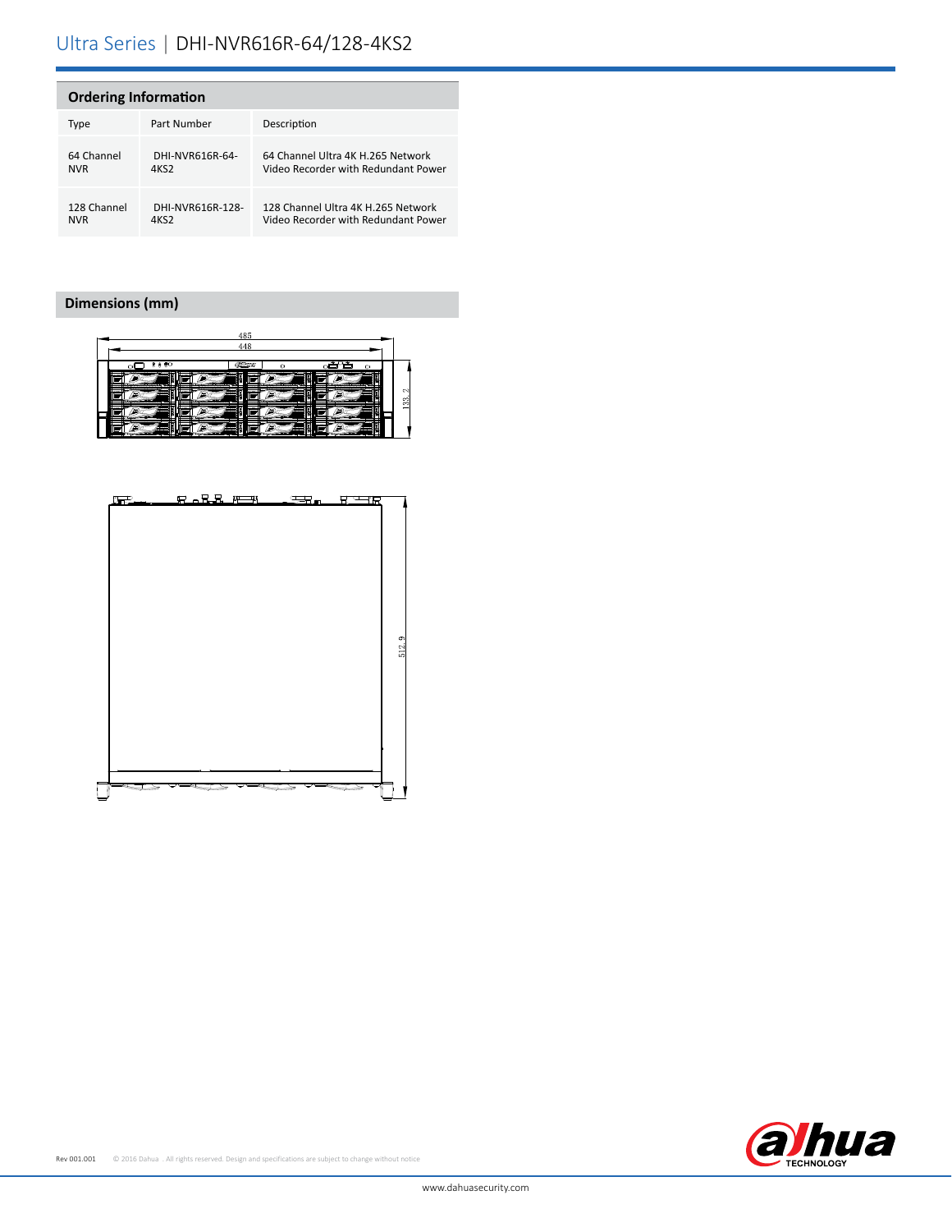## Ordering Information

| Type | Part Number | Description |
|---|---|---|
| 64 Channel NVR | DHI-NVR616R-64-4KS2 | 64 Channel Ultra 4K H.265 Network Video Recorder with Redundant Power |
| 128 Channel NVR | DHI-NVR616R-128-4KS2 | 128 Channel Ultra 4K H.265 Network Video Recorder with Redundant Power |

## Dimensions (mm)

485

448

133.2

512.9

Rev 001.001 © 2016 Dahua . All rights reserved. Design and specifications are subject to change without notice

www.dahuasecurity.com